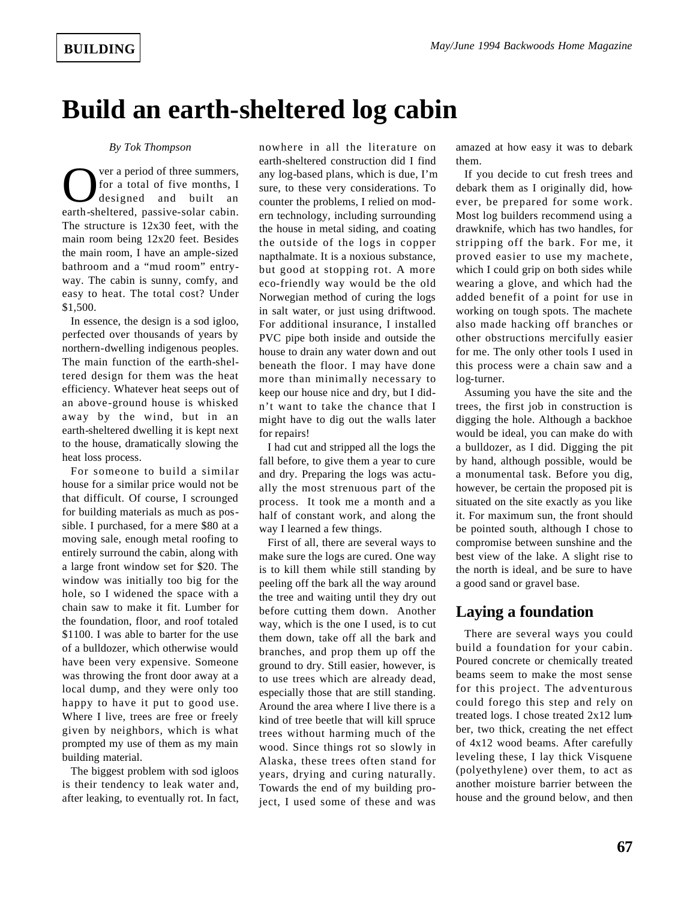BUILDING

# Build an earth-sheltered log cabin

*By Tok Thompson*

Over a period of three summers, for a total of five months, I designed and built an earth-sheltered, passive-solar cabin. The structure is 12x30 feet, with the main room being 12x20 feet. Besides the main room, I have an ample-sized bathroom and a "mud room" entryway. The cabin is sunny, comfy, and easy to heat. The total cost? Under $1,500.

In essence, the design is a sod igloo, perfected over thousands of years by northern-dwelling indigenous peoples. The main function of the earth-sheltered design for them was the heat efficiency. Whatever heat seeps out of an above-ground house is whisked away by the wind, but in an earth-sheltered dwelling it is kept next to the house, dramatically slowing the heat loss process.

For someone to build a similar house for a similar price would not be that difficult. Of course, I scrounged for building materials as much as possible. I purchased, for a mere $80 at a moving sale, enough metal roofing to entirely surround the cabin, along with a large front window set for $20. The window was initially too big for the hole, so I widened the space with a chain saw to make it fit. Lumber for the foundation, floor, and roof totaled $1100. I was able to barter for the use of a bulldozer, which otherwise would have been very expensive. Someone was throwing the front door away at a local dump, and they were only too happy to have it put to good use. Where I live, trees are free or freely given by neighbors, which is what prompted my use of them as my main building material.

The biggest problem with sod igloos is their tendency to leak water and, after leaking, to eventually rot. In fact, nowhere in all the literature on earth-sheltered construction did I find any log-based plans, which is due, I'm sure, to these very considerations. To counter the problems, I relied on modern technology, including surrounding the house in metal siding, and coating the outside of the logs in copper napthalmate. It is a noxious substance, but good at stopping rot. A more eco-friendly way would be the old Norwegian method of curing the logs in salt water, or just using driftwood. For additional insurance, I installed PVC pipe both inside and outside the house to drain any water down and out beneath the floor. I may have done more than minimally necessary to keep our house nice and dry, but I didn't want to take the chance that I might have to dig out the walls later for repairs!

I had cut and stripped all the logs the fall before, to give them a year to cure and dry. Preparing the logs was actually the most strenuous part of the process. It took me a month and a half of constant work, and along the way I learned a few things.

First of all, there are several ways to make sure the logs are cured. One way is to kill them while still standing by peeling off the bark all the way around the tree and waiting until they dry out before cutting them down. Another way, which is the one I used, is to cut them down, take off all the bark and branches, and prop them up off the ground to dry. Still easier, however, is to use trees which are already dead, especially those that are still standing. Around the area where I live there is a kind of tree beetle that will kill spruce trees without harming much of the wood. Since things rot so slowly in Alaska, these trees often stand for years, drying and curing naturally. Towards the end of my building project, I used some of these and was amazed at how easy it was to debark them.

If you decide to cut fresh trees and debark them as I originally did, however, be prepared for some work. Most log builders recommend using a drawknife, which has two handles, for stripping off the bark. For me, it proved easier to use my machete, which I could grip on both sides while wearing a glove, and which had the added benefit of a point for use in working on tough spots. The machete also made hacking off branches or other obstructions mercifully easier for me. The only other tools I used in this process were a chain saw and a log-turner.

Assuming you have the site and the trees, the first job in construction is digging the hole. Although a backhoe would be ideal, you can make do with a bulldozer, as I did. Digging the pit by hand, although possible, would be a monumental task. Before you dig, however, be certain the proposed pit is situated on the site exactly as you like it. For maximum sun, the front should be pointed south, although I chose to compromise between sunshine and the best view of the lake. A slight rise to the north is ideal, and be sure to have a good sand or gravel base.

## Laying a foundation

There are several ways you could build a foundation for your cabin. Poured concrete or chemically treated beams seem to make the most sense for this project. The adventurous could forego this step and rely on treated logs. I chose treated 2x12 lumber, two thick, creating the net effect of 4x12 wood beams. After carefully leveling these, I lay thick Visquene (polyethylene) over them, to act as another moisture barrier between the house and the ground below, and then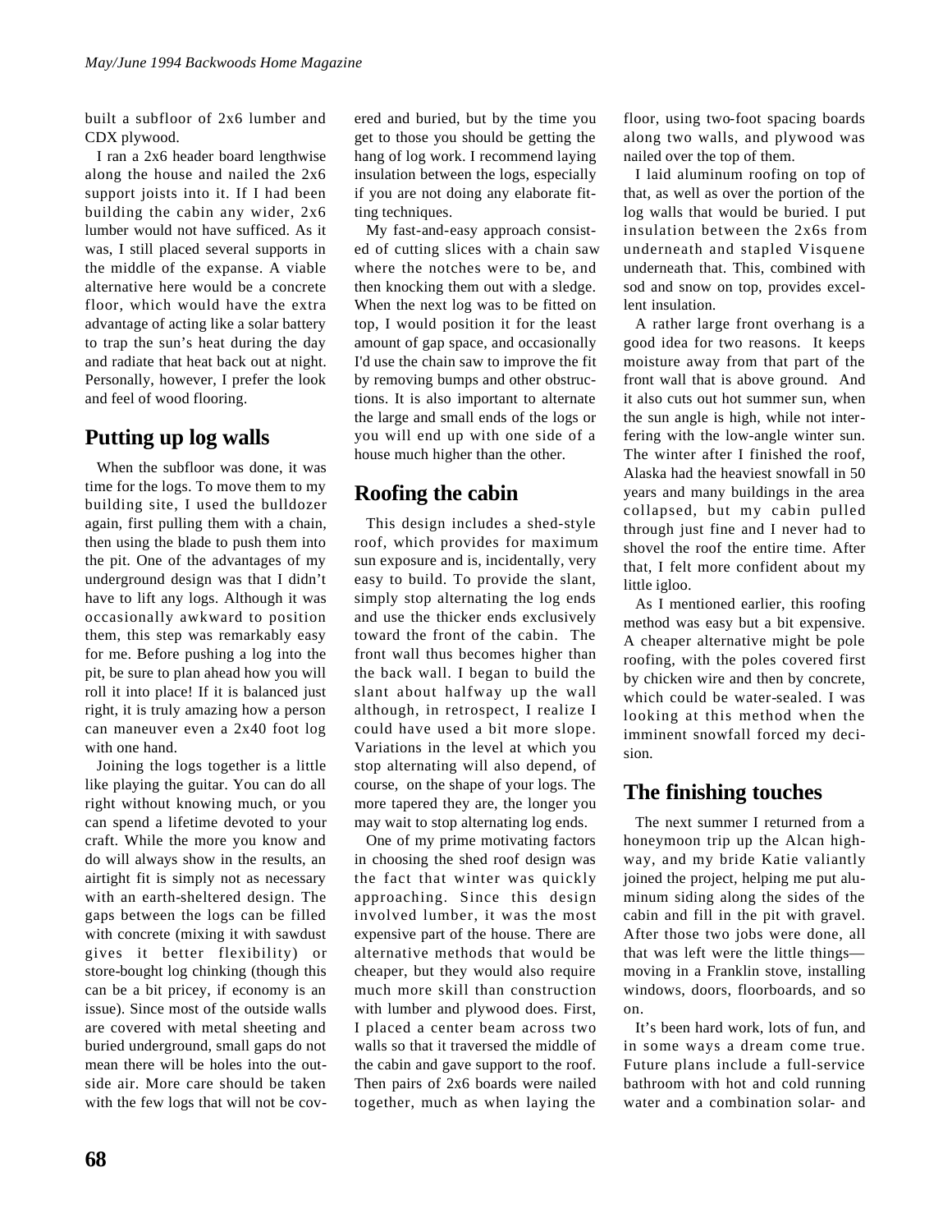built a subfloor of 2x6 lumber and CDX plywood.

I ran a 2x6 header board lengthwise along the house and nailed the 2x6 support joists into it. If I had been building the cabin any wider, 2x6 lumber would not have sufficed. As it was, I still placed several supports in the middle of the expanse. A viable alternative here would be a concrete floor, which would have the extra advantage of acting like a solar battery to trap the sun's heat during the day and radiate that heat back out at night. Personally, however, I prefer the look and feel of wood flooring.

## Putting up log walls

When the subfloor was done, it was time for the logs. To move them to my building site, I used the bulldozer again, first pulling them with a chain, then using the blade to push them into the pit. One of the advantages of my underground design was that I didn't have to lift any logs. Although it was occasionally awkward to position them, this step was remarkably easy for me. Before pushing a log into the pit, be sure to plan ahead how you will roll it into place! If it is balanced just right, it is truly amazing how a person can maneuver even a 2x40 foot log with one hand.

Joining the logs together is a little like playing the guitar. You can do all right without knowing much, or you can spend a lifetime devoted to your craft. While the more you know and do will always show in the results, an airtight fit is simply not as necessary with an earth-sheltered design. The gaps between the logs can be filled with concrete (mixing it with sawdust gives it better flexibility) or store-bought log chinking (though this can be a bit pricey, if economy is an issue). Since most of the outside walls are covered with metal sheeting and buried underground, small gaps do not mean there will be holes into the outside air. More care should be taken with the few logs that will not be covered and buried, but by the time you get to those you should be getting the hang of log work. I recommend laying insulation between the logs, especially if you are not doing any elaborate fitting techniques.

My fast-and-easy approach consisted of cutting slices with a chain saw where the notches were to be, and then knocking them out with a sledge. When the next log was to be fitted on top, I would position it for the least amount of gap space, and occasionally I'd use the chain saw to improve the fit by removing bumps and other obstructions. It is also important to alternate the large and small ends of the logs or you will end up with one side of a house much higher than the other.

## Roofing the cabin

This design includes a shed-style roof, which provides for maximum sun exposure and is, incidentally, very easy to build. To provide the slant, simply stop alternating the log ends and use the thicker ends exclusively toward the front of the cabin. The front wall thus becomes higher than the back wall. I began to build the slant about halfway up the wall although, in retrospect, I realize I could have used a bit more slope. Variations in the level at which you stop alternating will also depend, of course, on the shape of your logs. The more tapered they are, the longer you may wait to stop alternating log ends.

One of my prime motivating factors in choosing the shed roof design was the fact that winter was quickly approaching. Since this design involved lumber, it was the most expensive part of the house. There are alternative methods that would be cheaper, but they would also require much more skill than construction with lumber and plywood does. First, I placed a center beam across two walls so that it traversed the middle of the cabin and gave support to the roof. Then pairs of 2x6 boards were nailed together, much as when laying the floor, using two-foot spacing boards along two walls, and plywood was nailed over the top of them.

I laid aluminum roofing on top of that, as well as over the portion of the log walls that would be buried. I put insulation between the 2x6s from underneath and stapled Visquene underneath that. This, combined with sod and snow on top, provides excellent insulation.

A rather large front overhang is a good idea for two reasons. It keeps moisture away from that part of the front wall that is above ground. And it also cuts out hot summer sun, when the sun angle is high, while not interfering with the low-angle winter sun. The winter after I finished the roof, Alaska had the heaviest snowfall in 50 years and many buildings in the area collapsed, but my cabin pulled through just fine and I never had to shovel the roof the entire time. After that, I felt more confident about my little igloo.

As I mentioned earlier, this roofing method was easy but a bit expensive. A cheaper alternative might be pole roofing, with the poles covered first by chicken wire and then by concrete, which could be water-sealed. I was looking at this method when the imminent snowfall forced my decision.

## The finishing touches

The next summer I returned from a honeymoon trip up the Alcan highway, and my bride Katie valiantly joined the project, helping me put aluminum siding along the sides of the cabin and fill in the pit with gravel. After those two jobs were done, all that was left were the little things—moving in a Franklin stove, installing windows, doors, floorboards, and so on.

It's been hard work, lots of fun, and in some ways a dream come true. Future plans include a full-service bathroom with hot and cold running water and a combination solar- and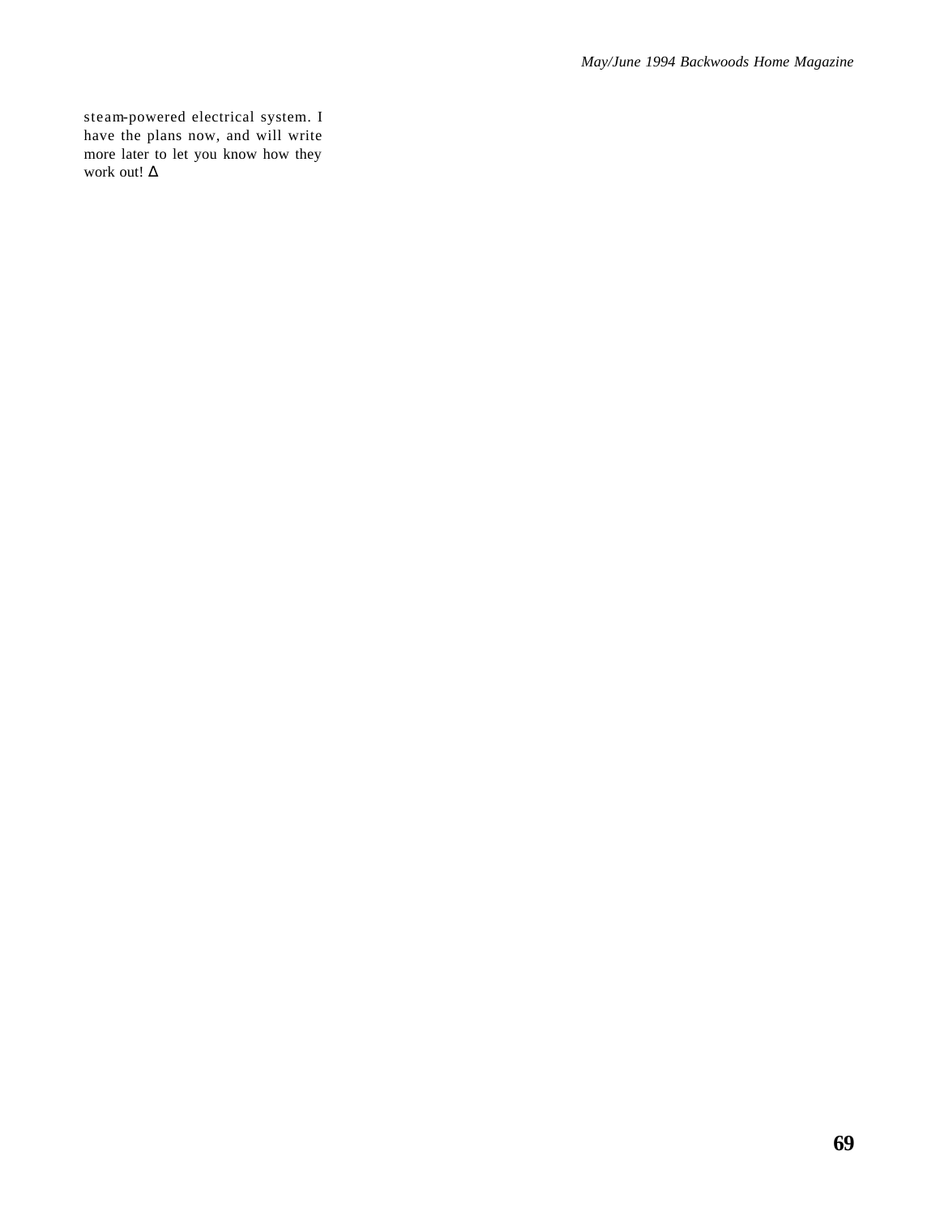steam-powered electrical system. I have the plans now, and will write more later to let you know how they work out! Δ